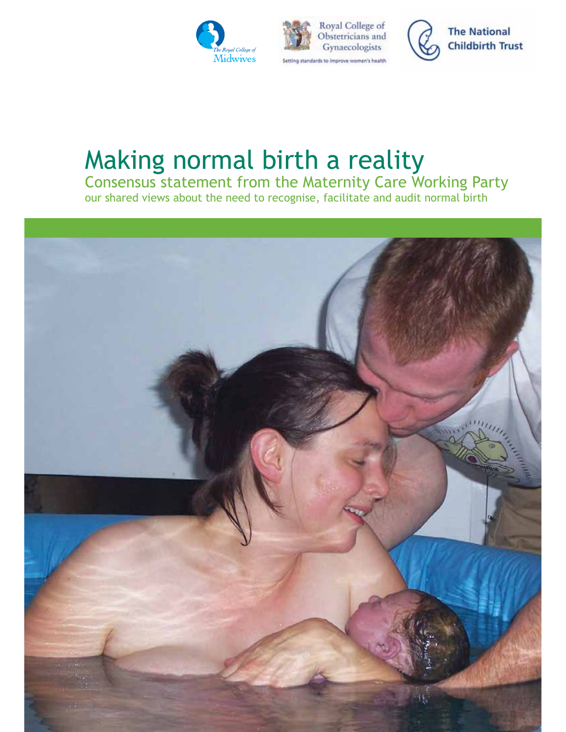The Royal College of Midwives

Royal College of Obstetricians and Gynaecologists

Setting standards to improve women's health

The National Childbirth Trust

# Making normal birth a reality

## Consensus statement from the Maternity Care Working Party

our shared views about the need to recognise, facilitate and audit normal birth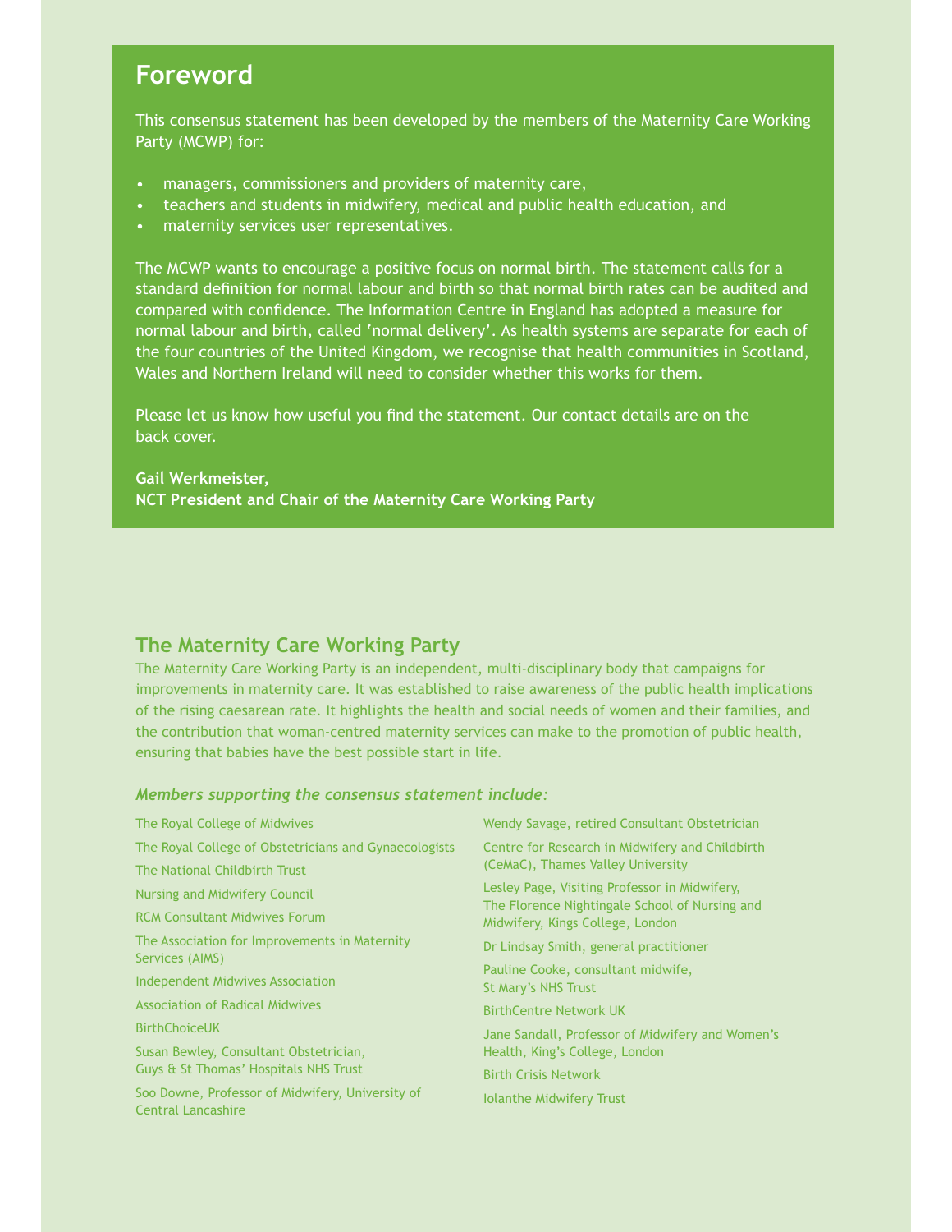## Foreword

This consensus statement has been developed by the members of the Maternity Care Working Party (MCWP) for:

- managers, commissioners and providers of maternity care,
- teachers and students in midwifery, medical and public health education, and
- maternity services user representatives.

The MCWP wants to encourage a positive focus on normal birth. The statement calls for a standard definition for normal labour and birth so that normal birth rates can be audited and compared with confidence. The Information Centre in England has adopted a measure for normal labour and birth, called 'normal delivery'. As health systems are separate for each of the four countries of the United Kingdom, we recognise that health communities in Scotland, Wales and Northern Ireland will need to consider whether this works for them.

Please let us know how useful you find the statement. Our contact details are on the back cover.

**Gail Werkmeister,**
**NCT President and Chair of the Maternity Care Working Party**

## The Maternity Care Working Party

The Maternity Care Working Party is an independent, multi-disciplinary body that campaigns for improvements in maternity care. It was established to raise awareness of the public health implications of the rising caesarean rate. It highlights the health and social needs of women and their families, and the contribution that woman-centred maternity services can make to the promotion of public health, ensuring that babies have the best possible start in life.

***Members supporting the consensus statement include:***

The Royal College of Midwives

The Royal College of Obstetricians and Gynaecologists

The National Childbirth Trust

Nursing and Midwifery Council

RCM Consultant Midwives Forum

The Association for Improvements in Maternity Services (AIMS)

Independent Midwives Association

Association of Radical Midwives

BirthChoiceUK

Susan Bewley, Consultant Obstetrician, Guys & St Thomas' Hospitals NHS Trust

Soo Downe, Professor of Midwifery, University of Central Lancashire

Wendy Savage, retired Consultant Obstetrician

Centre for Research in Midwifery and Childbirth (CeMaC), Thames Valley University

Lesley Page, Visiting Professor in Midwifery, The Florence Nightingale School of Nursing and Midwifery, Kings College, London

Dr Lindsay Smith, general practitioner

Pauline Cooke, consultant midwife, St Mary's NHS Trust

BirthCentre Network UK

Jane Sandall, Professor of Midwifery and Women's Health, King's College, London

Birth Crisis Network

Iolanthe Midwifery Trust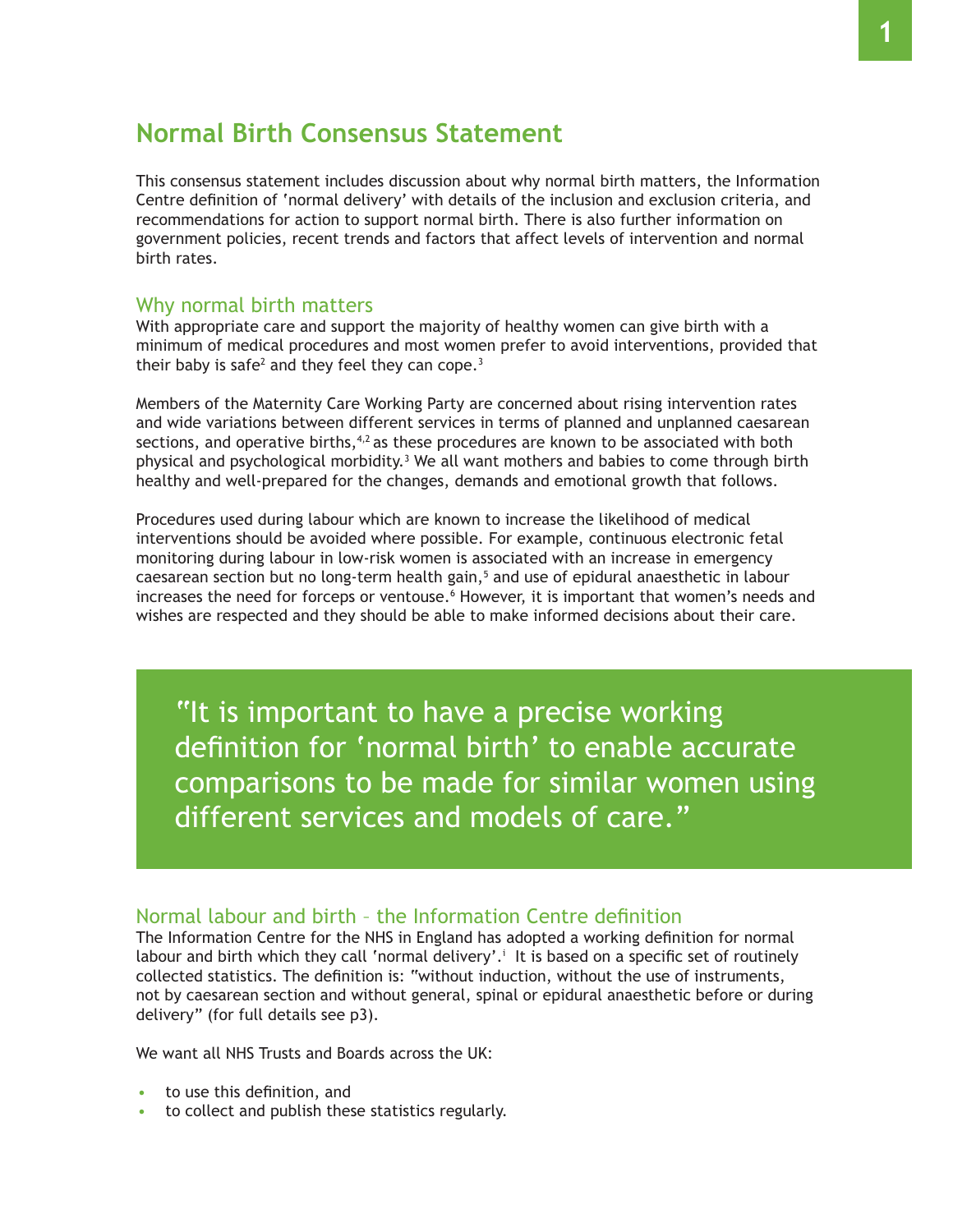# Normal Birth Consensus Statement

This consensus statement includes discussion about why normal birth matters, the Information Centre definition of 'normal delivery' with details of the inclusion and exclusion criteria, and recommendations for action to support normal birth. There is also further information on government policies, recent trends and factors that affect levels of intervention and normal birth rates.

## Why normal birth matters

With appropriate care and support the majority of healthy women can give birth with a minimum of medical procedures and most women prefer to avoid interventions, provided that their baby is safe[2] and they feel they can cope.[3]

Members of the Maternity Care Working Party are concerned about rising intervention rates and wide variations between different services in terms of planned and unplanned caesarean sections, and operative births,[4,2] as these procedures are known to be associated with both physical and psychological morbidity.[3] We all want mothers and babies to come through birth healthy and well-prepared for the changes, demands and emotional growth that follows.

Procedures used during labour which are known to increase the likelihood of medical interventions should be avoided where possible. For example, continuous electronic fetal monitoring during labour in low-risk women is associated with an increase in emergency caesarean section but no long-term health gain,[5] and use of epidural anaesthetic in labour increases the need for forceps or ventouse.[6] However, it is important that women's needs and wishes are respected and they should be able to make informed decisions about their care.

> "It is important to have a precise working definition for 'normal birth' to enable accurate comparisons to be made for similar women using different services and models of care."

## Normal labour and birth – the Information Centre definition

The Information Centre for the NHS in England has adopted a working definition for normal labour and birth which they call 'normal delivery'.[i] It is based on a specific set of routinely collected statistics. The definition is: "without induction, without the use of instruments, not by caesarean section and without general, spinal or epidural anaesthetic before or during delivery" (for full details see p3).

We want all NHS Trusts and Boards across the UK:

- to use this definition, and
- to collect and publish these statistics regularly.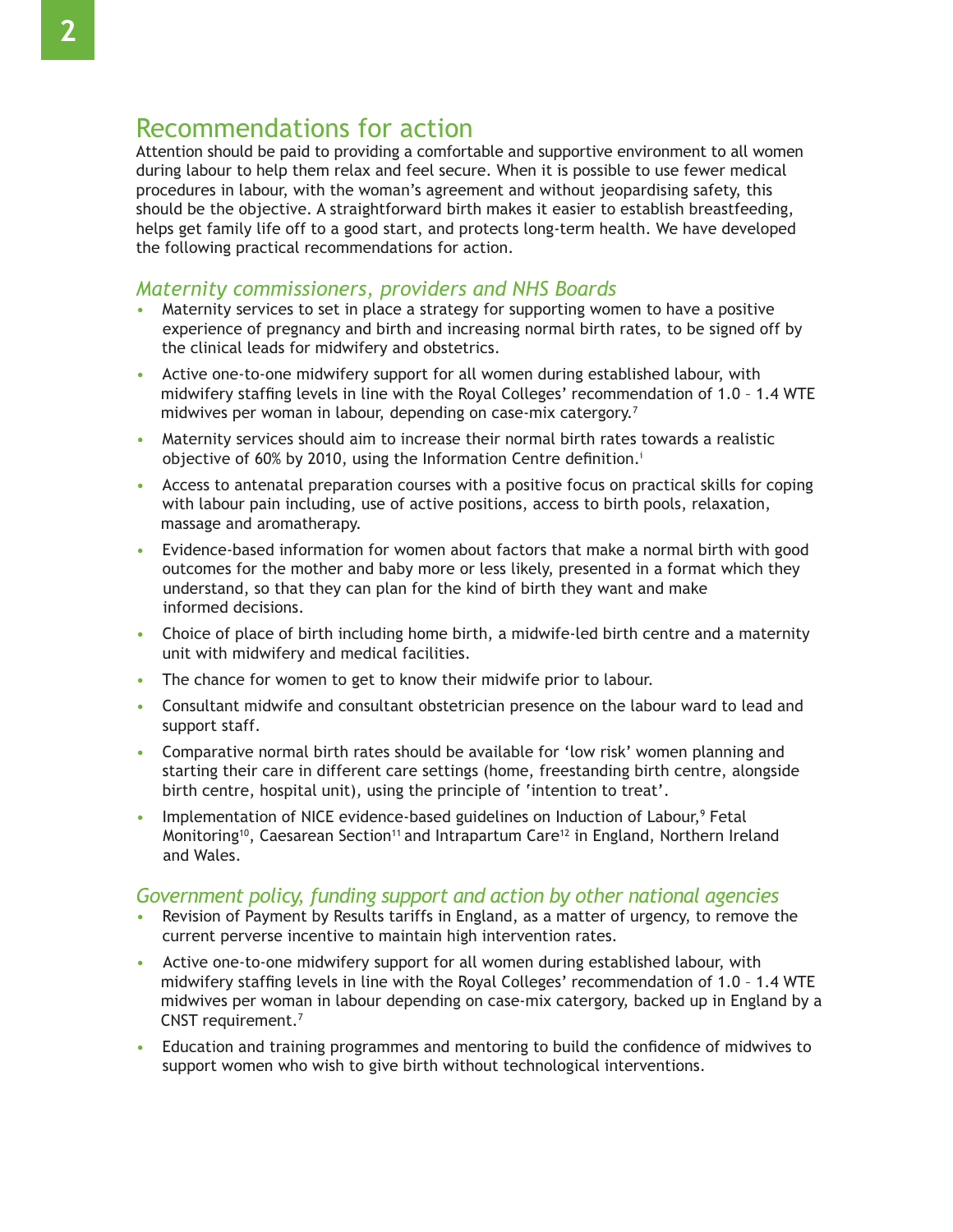## Recommendations for action

Attention should be paid to providing a comfortable and supportive environment to all women during labour to help them relax and feel secure. When it is possible to use fewer medical procedures in labour, with the woman's agreement and without jeopardising safety, this should be the objective. A straightforward birth makes it easier to establish breastfeeding, helps get family life off to a good start, and protects long-term health. We have developed the following practical recommendations for action.

### *Maternity commissioners, providers and NHS Boards*

- Maternity services to set in place a strategy for supporting women to have a positive experience of pregnancy and birth and increasing normal birth rates, to be signed off by the clinical leads for midwifery and obstetrics.
- Active one-to-one midwifery support for all women during established labour, with midwifery staffing levels in line with the Royal Colleges' recommendation of 1.0 – 1.4 WTE midwives per woman in labour, depending on case-mix catergory.[7]
- Maternity services should aim to increase their normal birth rates towards a realistic objective of 60% by 2010, using the Information Centre definition.[i]
- Access to antenatal preparation courses with a positive focus on practical skills for coping with labour pain including, use of active positions, access to birth pools, relaxation, massage and aromatherapy.
- Evidence-based information for women about factors that make a normal birth with good outcomes for the mother and baby more or less likely, presented in a format which they understand, so that they can plan for the kind of birth they want and make informed decisions.
- Choice of place of birth including home birth, a midwife-led birth centre and a maternity unit with midwifery and medical facilities.
- The chance for women to get to know their midwife prior to labour.
- Consultant midwife and consultant obstetrician presence on the labour ward to lead and support staff.
- Comparative normal birth rates should be available for 'low risk' women planning and starting their care in different care settings (home, freestanding birth centre, alongside birth centre, hospital unit), using the principle of 'intention to treat'.
- Implementation of NICE evidence-based guidelines on Induction of Labour,[9] Fetal Monitoring[10], Caesarean Section[11] and Intrapartum Care[12] in England, Northern Ireland and Wales.

### *Government policy, funding support and action by other national agencies*

- Revision of Payment by Results tariffs in England, as a matter of urgency, to remove the current perverse incentive to maintain high intervention rates.
- Active one-to-one midwifery support for all women during established labour, with midwifery staffing levels in line with the Royal Colleges' recommendation of 1.0 – 1.4 WTE midwives per woman in labour depending on case-mix catergory, backed up in England by a CNST requirement.[7]
- Education and training programmes and mentoring to build the confidence of midwives to support women who wish to give birth without technological interventions.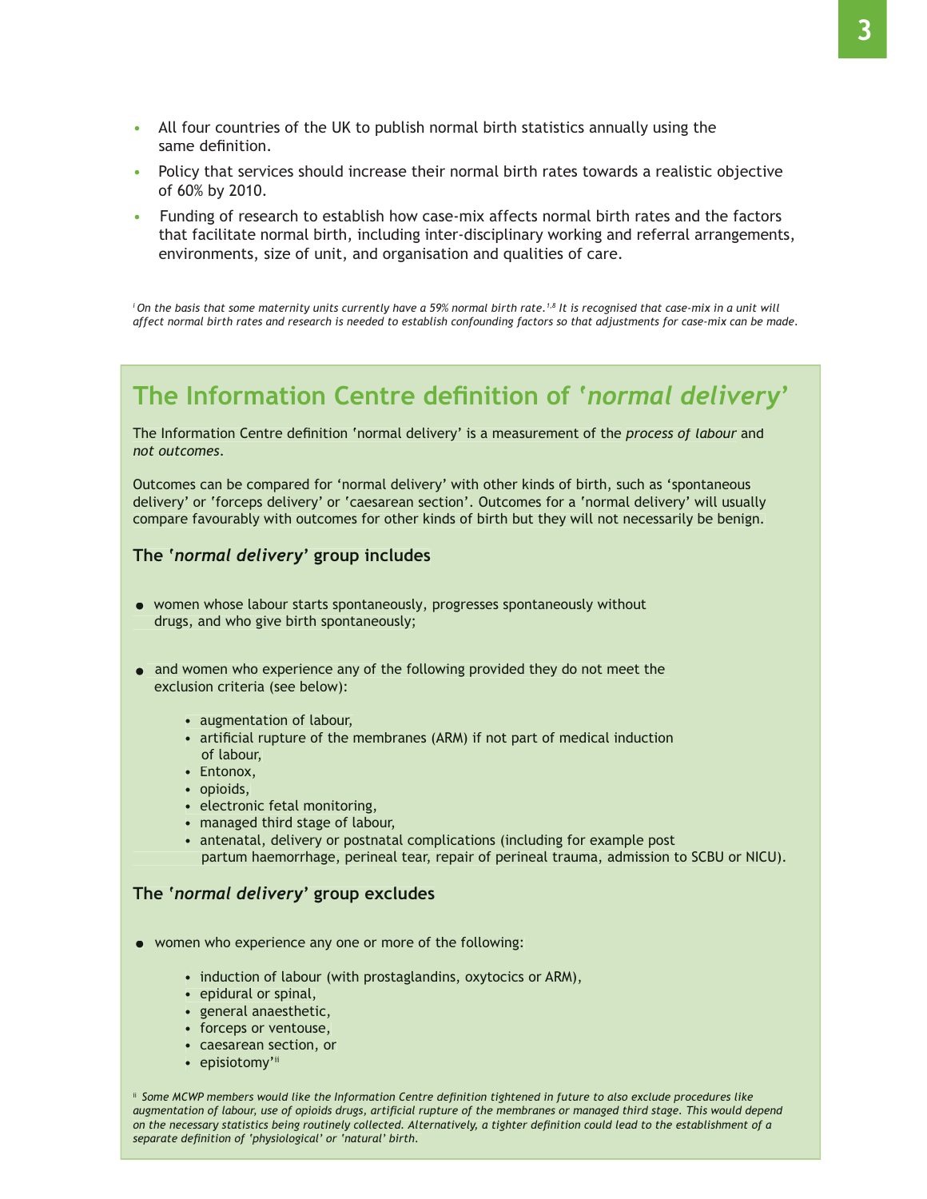- All four countries of the UK to publish normal birth statistics annually using the same definition.
- Policy that services should increase their normal birth rates towards a realistic objective of 60% by 2010.
- Funding of research to establish how case-mix affects normal birth rates and the factors that facilitate normal birth, including inter-disciplinary working and referral arrangements, environments, size of unit, and organisation and qualities of care.

*[i] On the basis that some maternity units currently have a 59% normal birth rate.[1,8] It is recognised that case-mix in a unit will affect normal birth rates and research is needed to establish confounding factors so that adjustments for case-mix can be made.*

## The Information Centre definition of '*normal delivery*'

The Information Centre definition 'normal delivery' is a measurement of the *process of labour* and *not outcomes*.

Outcomes can be compared for 'normal delivery' with other kinds of birth, such as 'spontaneous delivery' or 'forceps delivery' or 'caesarean section'. Outcomes for a 'normal delivery' will usually compare favourably with outcomes for other kinds of birth but they will not necessarily be benign.

### The '*normal delivery*' group includes

- women whose labour starts spontaneously, progresses spontaneously without drugs, and who give birth spontaneously;
- and women who experience any of the following provided they do not meet the exclusion criteria (see below):
  - augmentation of labour,
  - artificial rupture of the membranes (ARM) if not part of medical induction of labour,
  - Entonox,
  - opioids,
  - electronic fetal monitoring,
  - managed third stage of labour,
  - antenatal, delivery or postnatal complications (including for example post partum haemorrhage, perineal tear, repair of perineal trauma, admission to SCBU or NICU).

### The '*normal delivery*' group excludes

- women who experience any one or more of the following:
  - induction of labour (with prostaglandins, oxytocics or ARM),
  - epidural or spinal,
  - general anaesthetic,
  - forceps or ventouse,
  - caesarean section, or
  - episiotomy'[ii]

*[ii] Some MCWP members would like the Information Centre definition tightened in future to also exclude procedures like augmentation of labour, use of opioids drugs, artificial rupture of the membranes or managed third stage. This would depend on the necessary statistics being routinely collected. Alternatively, a tighter definition could lead to the establishment of a separate definition of 'physiological' or 'natural' birth.*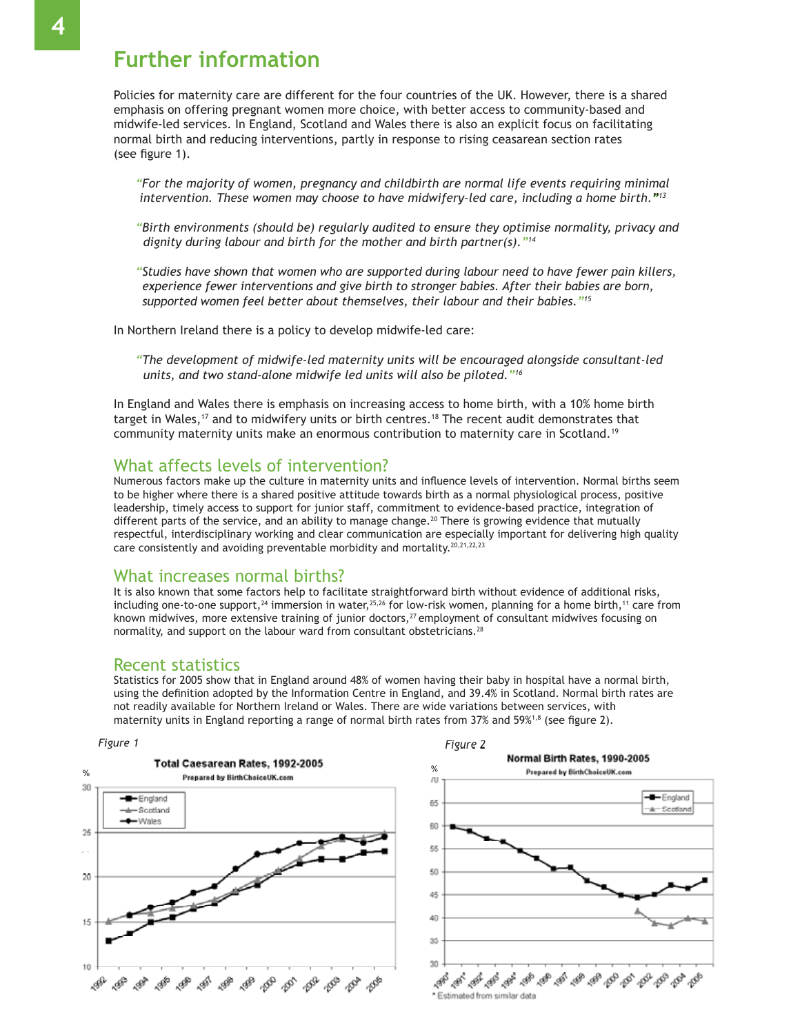## Further information

Policies for maternity care are different for the four countries of the UK. However, there is a shared emphasis on offering pregnant women more choice, with better access to community-based and midwife-led services. In England, Scotland and Wales there is also an explicit focus on facilitating normal birth and reducing interventions, partly in response to rising ceasarean section rates (see figure 1).

> *"For the majority of women, pregnancy and childbirth are normal life events requiring minimal intervention. These women may choose to have midwifery-led care, including a home birth."*[13]

> *"Birth environments (should be) regularly audited to ensure they optimise normality, privacy and dignity during labour and birth for the mother and birth partner(s)."*[14]

> *"Studies have shown that women who are supported during labour need to have fewer pain killers, experience fewer interventions and give birth to stronger babies. After their babies are born, supported women feel better about themselves, their labour and their babies."*[15]

In Northern Ireland there is a policy to develop midwife-led care:

> *"The development of midwife-led maternity units will be encouraged alongside consultant-led units, and two stand-alone midwife led units will also be piloted."*[16]

In England and Wales there is emphasis on increasing access to home birth, with a 10% home birth target in Wales,[17] and to midwifery units or birth centres.[18] The recent audit demonstrates that community maternity units make an enormous contribution to maternity care in Scotland.[19]

### What affects levels of intervention?

Numerous factors make up the culture in maternity units and influence levels of intervention. Normal births seem to be higher where there is a shared positive attitude towards birth as a normal physiological process, positive leadership, timely access to support for junior staff, commitment to evidence-based practice, integration of different parts of the service, and an ability to manage change.[20] There is growing evidence that mutually respectful, interdisciplinary working and clear communication are especially important for delivering high quality care consistently and avoiding preventable morbidity and mortality.[20,21,22,23]

### What increases normal births?

It is also known that some factors help to facilitate straightforward birth without evidence of additional risks, including one-to-one support,[24] immersion in water,[25,26] for low-risk women, planning for a home birth,[11] care from known midwives, more extensive training of junior doctors,[27] employment of consultant midwives focusing on normality, and support on the labour ward from consultant obstetricians.[28]

### Recent statistics

Statistics for 2005 show that in England around 48% of women having their baby in hospital have a normal birth, using the definition adopted by the Information Centre in England, and 39.4% in Scotland. Normal birth rates are not readily available for Northern Ireland or Wales. There are wide variations between services, with maternity units in England reporting a range of normal birth rates from 37% and 59%[1,8] (see figure 2).

*Figure 1*

**Total Caesarean Rates, 1992-2005**
Prepared by BirthChoiceUK.com

*Figure 2*

**Normal Birth Rates, 1990-2005**
Prepared by BirthChoiceUK.com

\* Estimated from similar data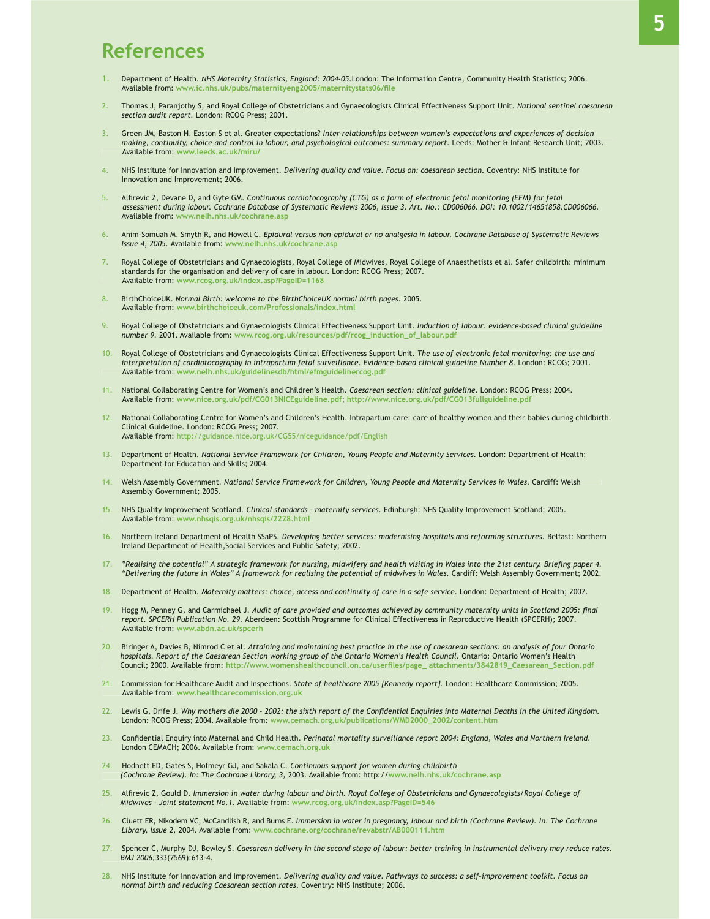# References

1. Department of Health. *NHS Maternity Statistics, England: 2004-05*.London: The Information Centre, Community Health Statistics; 2006. Available from: www.ic.nhs.uk/pubs/maternityeng2005/maternitystats06/file

2. Thomas J, Paranjothy S, and Royal College of Obstetricians and Gynaecologists Clinical Effectiveness Support Unit. *National sentinel caesarean section audit report*. London: RCOG Press; 2001.

3. Green JM, Baston H, Easton S et al. Greater expectations? *Inter-relationships between women's expectations and experiences of decision making, continuity, choice and control in labour, and psychological outcomes: summary report*. Leeds: Mother & Infant Research Unit; 2003. Available from: www.leeds.ac.uk/miru/

4. NHS Institute for Innovation and Improvement. *Delivering quality and value. Focus on: caesarean section*. Coventry: NHS Institute for Innovation and Improvement; 2006.

5. Alfirevic Z, Devane D, and Gyte GM. *Continuous cardiotocography (CTG) as a form of electronic fetal monitoring (EFM) for fetal assessment during labour. Cochrane Database of Systematic Reviews 2006, Issue 3. Art. No.: CD006066. DOI: 10.1002/14651858.CD006066.* Available from: www.nelh.nhs.uk/cochrane.asp

6. Anim-Somuah M, Smyth R, and Howell C. *Epidural versus non-epidural or no analgesia in labour. Cochrane Database of Systematic Reviews Issue 4, 2005*. Available from: www.nelh.nhs.uk/cochrane.asp

7. Royal College of Obstetricians and Gynaecologists, Royal College of Midwives, Royal College of Anaesthetists et al. Safer childbirth: minimum standards for the organisation and delivery of care in labour. London: RCOG Press; 2007. Available from: www.rcog.org.uk/index.asp?PageID=1168

8. BirthChoiceUK. *Normal Birth: welcome to the BirthChoiceUK normal birth pages*. 2005. Available from: www.birthchoiceuk.com/Professionals/index.html

9. Royal College of Obstetricians and Gynaecologists Clinical Effectiveness Support Unit. *Induction of labour: evidence-based clinical guideline number 9*. 2001. Available from: www.rcog.org.uk/resources/pdf/rcog_induction_of_labour.pdf

10. Royal College of Obstetricians and Gynaecologists Clinical Effectiveness Support Unit. *The use of electronic fetal monitoring: the use and interpretation of cardiotocography in intrapartum fetal surveillance. Evidence-based clinical guideline Number 8*. London: RCOG; 2001. Available from: www.nelh.nhs.uk/guidelinesdb/html/efmguidelinercog.pdf

11. National Collaborating Centre for Women's and Children's Health. *Caesarean section: clinical guideline*. London: RCOG Press; 2004. Available from: www.nice.org.uk/pdf/CG013NICEguideline.pdf; http://www.nice.org.uk/pdf/CG013fullguideline.pdf

12. National Collaborating Centre for Women's and Children's Health. Intrapartum care: care of healthy women and their babies during childbirth. Clinical Guideline. London: RCOG Press; 2007. Available from: http://guidance.nice.org.uk/CG55/niceguidance/pdf/English

13. Department of Health. *National Service Framework for Children, Young People and Maternity Services*. London: Department of Health; Department for Education and Skills; 2004.

14. Welsh Assembly Government. *National Service Framework for Children, Young People and Maternity Services in Wales*. Cardiff: Welsh Assembly Government; 2005.

15. NHS Quality Improvement Scotland. *Clinical standards - maternity services*. Edinburgh: NHS Quality Improvement Scotland; 2005. Available from: www.nhsqis.org.uk/nhsqis/2228.html

16. Northern Ireland Department of Health SSaPS. *Developing better services: modernising hospitals and reforming structures*. Belfast: Northern Ireland Department of Health,Social Services and Public Safety; 2002.

17. *"Realising the potential" A strategic framework for nursing, midwifery and health visiting in Wales into the 21st century. Briefing paper 4. "Delivering the future in Wales" A framework for realising the potential of midwives in Wales*. Cardiff: Welsh Assembly Government; 2002.

18. Department of Health. *Maternity matters: choice, access and continuity of care in a safe service*. London: Department of Health; 2007.

19. Hogg M, Penney G, and Carmichael J. *Audit of care provided and outcomes achieved by community maternity units in Scotland 2005: final report. SPCERH Publication No. 29*. Aberdeen: Scottish Programme for Clinical Effectiveness in Reproductive Health (SPCERH); 2007. Available from: www.abdn.ac.uk/spcerh

20. Biringer A, Davies B, Nimrod C et al. *Attaining and maintaining best practice in the use of caesarean sections: an analysis of four Ontario hospitals. Report of the Caesarean Section working group of the Ontario Women's Health Council*. Ontario: Ontario Women's Health Council; 2000. Available from: http://www.womenshealthcouncil.on.ca/userfiles/page_ attachments/3842819_Caesarean_Section.pdf

21. Commission for Healthcare Audit and Inspections. *State of healthcare 2005 [Kennedy report]*. London: Healthcare Commission; 2005. Available from: www.healthcarecommission.org.uk

22. Lewis G, Drife J. *Why mothers die 2000 - 2002: the sixth report of the Confidential Enquiries into Maternal Deaths in the United Kingdom*. London: RCOG Press; 2004. Available from: www.cemach.org.uk/publications/WMD2000_2002/content.htm

23. Confidential Enquiry into Maternal and Child Health. *Perinatal mortality surveillance report 2004: England, Wales and Northern Ireland*. London CEMACH; 2006. Available from: www.cemach.org.uk

24. Hodnett ED, Gates S, Hofmeyr GJ, and Sakala C. *Continuous support for women during childbirth (Cochrane Review). In: The Cochrane Library, 3*, 2003. Available from: http://www.nelh.nhs.uk/cochrane.asp

25. Alfirevic Z, Gould D. *Immersion in water during labour and birth. Royal College of Obstetricians and Gynaecologists/Royal College of Midwives - Joint statement No.1*. Available from: www.rcog.org.uk/index.asp?PageID=546

26. Cluett ER, Nikodem VC, McCandlish R, and Burns E. *Immersion in water in pregnancy, labour and birth (Cochrane Review). In: The Cochrane Library, Issue 2*, 2004. Available from: www.cochrane.org/cochrane/revabstr/AB000111.htm

27. Spencer C, Murphy DJ, Bewley S. *Caesarean delivery in the second stage of labour: better training in instrumental delivery may reduce rates. BMJ 2006*;333(7569):613-4.

28. NHS Institute for Innovation and Improvement. *Delivering quality and value. Pathways to success: a self-improvement toolkit. Focus on normal birth and reducing Caesarean section rates*. Coventry: NHS Institute; 2006.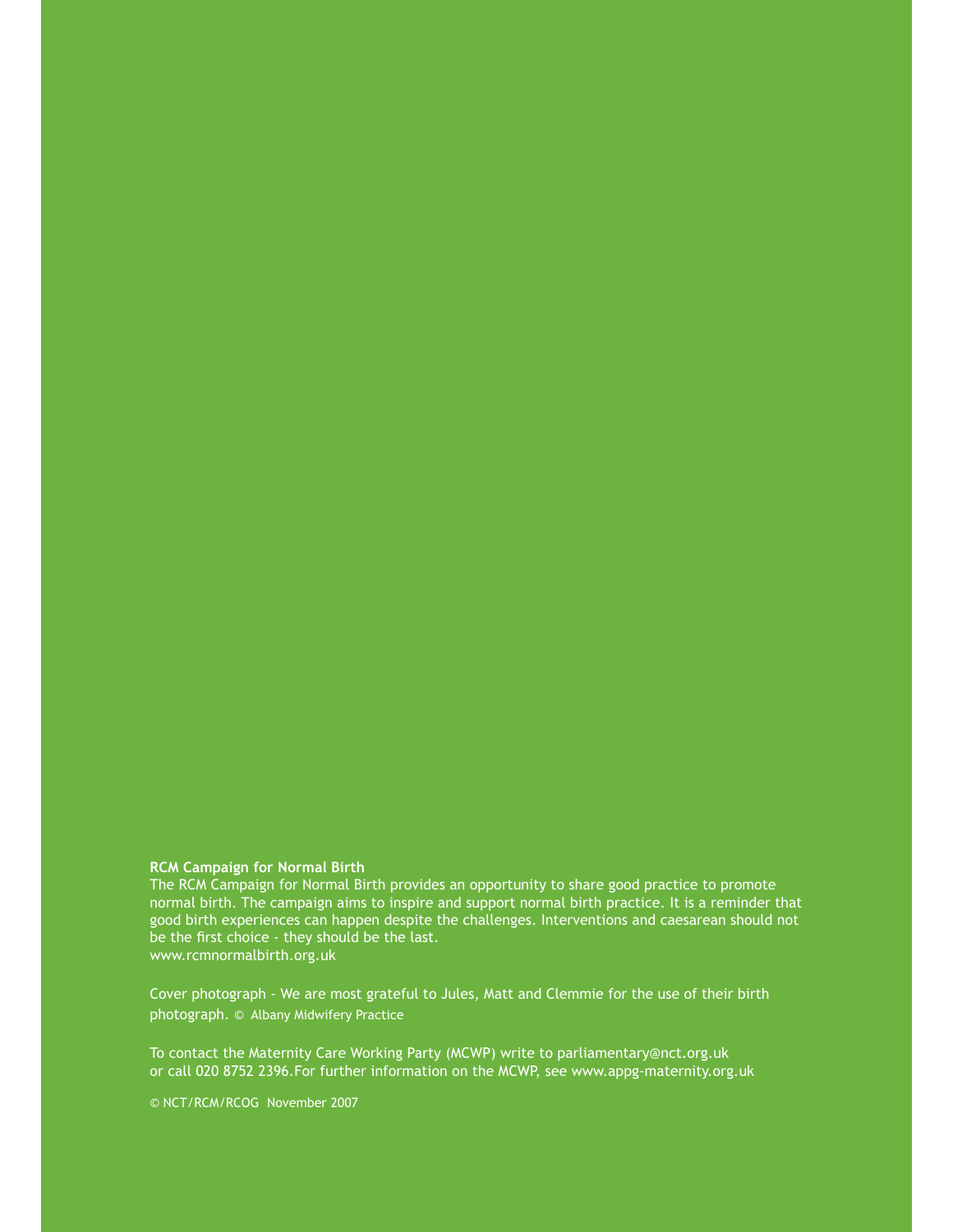**RCM Campaign for Normal Birth**

The RCM Campaign for Normal Birth provides an opportunity to share good practice to promote normal birth. The campaign aims to inspire and support normal birth practice. It is a reminder that good birth experiences can happen despite the challenges. Interventions and caesarean should not be the first choice - they should be the last.
www.rcmnormalbirth.org.uk

Cover photograph - We are most grateful to Jules, Matt and Clemmie for the use of their birth photograph. © Albany Midwifery Practice

To contact the Maternity Care Working Party (MCWP) write to parliamentary@nct.org.uk or call 020 8752 2396. For further information on the MCWP, see www.appg-maternity.org.uk

© NCT/RCM/RCOG November 2007